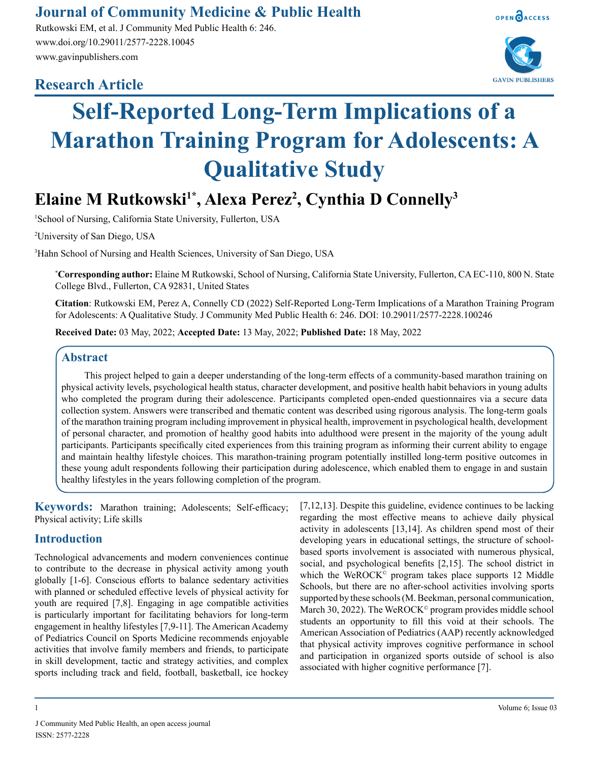# Journal of Community Medicine & Public Health

Rutkowski EM, et al. J Community Med Public Health 6: 246.
www.doi.org/10.29011/2577-2228.10045
www.gavinpublishers.com

## Research Article

# Self-Reported Long-Term Implications of a Marathon Training Program for Adolescents: A Qualitative Study

**Elaine M Rutkowski[1*], Alexa Perez[2], Cynthia D Connelly[3]**

[1]School of Nursing, California State University, Fullerton, USA

[2]University of San Diego, USA

[3]Hahn School of Nursing and Health Sciences, University of San Diego, USA

**\*Corresponding author:** Elaine M Rutkowski, School of Nursing, California State University, Fullerton, CA EC-110, 800 N. State College Blvd., Fullerton, CA 92831, United States

**Citation**: Rutkowski EM, Perez A, Connelly CD (2022) Self-Reported Long-Term Implications of a Marathon Training Program for Adolescents: A Qualitative Study. J Community Med Public Health 6: 246. DOI: 10.29011/2577-2228.100246

**Received Date:** 03 May, 2022; **Accepted Date:** 13 May, 2022; **Published Date:** 18 May, 2022

## Abstract

This project helped to gain a deeper understanding of the long-term effects of a community-based marathon training on physical activity levels, psychological health status, character development, and positive health habit behaviors in young adults who completed the program during their adolescence. Participants completed open-ended questionnaires via a secure data collection system. Answers were transcribed and thematic content was described using rigorous analysis. The long-term goals of the marathon training program including improvement in physical health, improvement in psychological health, development of personal character, and promotion of healthy good habits into adulthood were present in the majority of the young adult participants. Participants specifically cited experiences from this training program as informing their current ability to engage and maintain healthy lifestyle choices. This marathon-training program potentially instilled long-term positive outcomes in these young adult respondents following their participation during adolescence, which enabled them to engage in and sustain healthy lifestyles in the years following completion of the program.

**Keywords:** Marathon training; Adolescents; Self-efficacy; Physical activity; Life skills

## Introduction

Technological advancements and modern conveniences continue to contribute to the decrease in physical activity among youth globally [1-6]. Conscious efforts to balance sedentary activities with planned or scheduled effective levels of physical activity for youth are required [7,8]. Engaging in age compatible activities is particularly important for facilitating behaviors for long-term engagement in healthy lifestyles [7,9-11]. The American Academy of Pediatrics Council on Sports Medicine recommends enjoyable activities that involve family members and friends, to participate in skill development, tactic and strategy activities, and complex sports including track and field, football, basketball, ice hockey [7,12,13]. Despite this guideline, evidence continues to be lacking regarding the most effective means to achieve daily physical activity in adolescents [13,14]. As children spend most of their developing years in educational settings, the structure of school-based sports involvement is associated with numerous physical, social, and psychological benefits [2,15]. The school district in which the WeROCK© program takes place supports 12 Middle Schools, but there are no after-school activities involving sports supported by these schools (M. Beekman, personal communication, March 30, 2022). The WeROCK© program provides middle school students an opportunity to fill this void at their schools. The American Association of Pediatrics (AAP) recently acknowledged that physical activity improves cognitive performance in school and participation in organized sports outside of school is also associated with higher cognitive performance [7].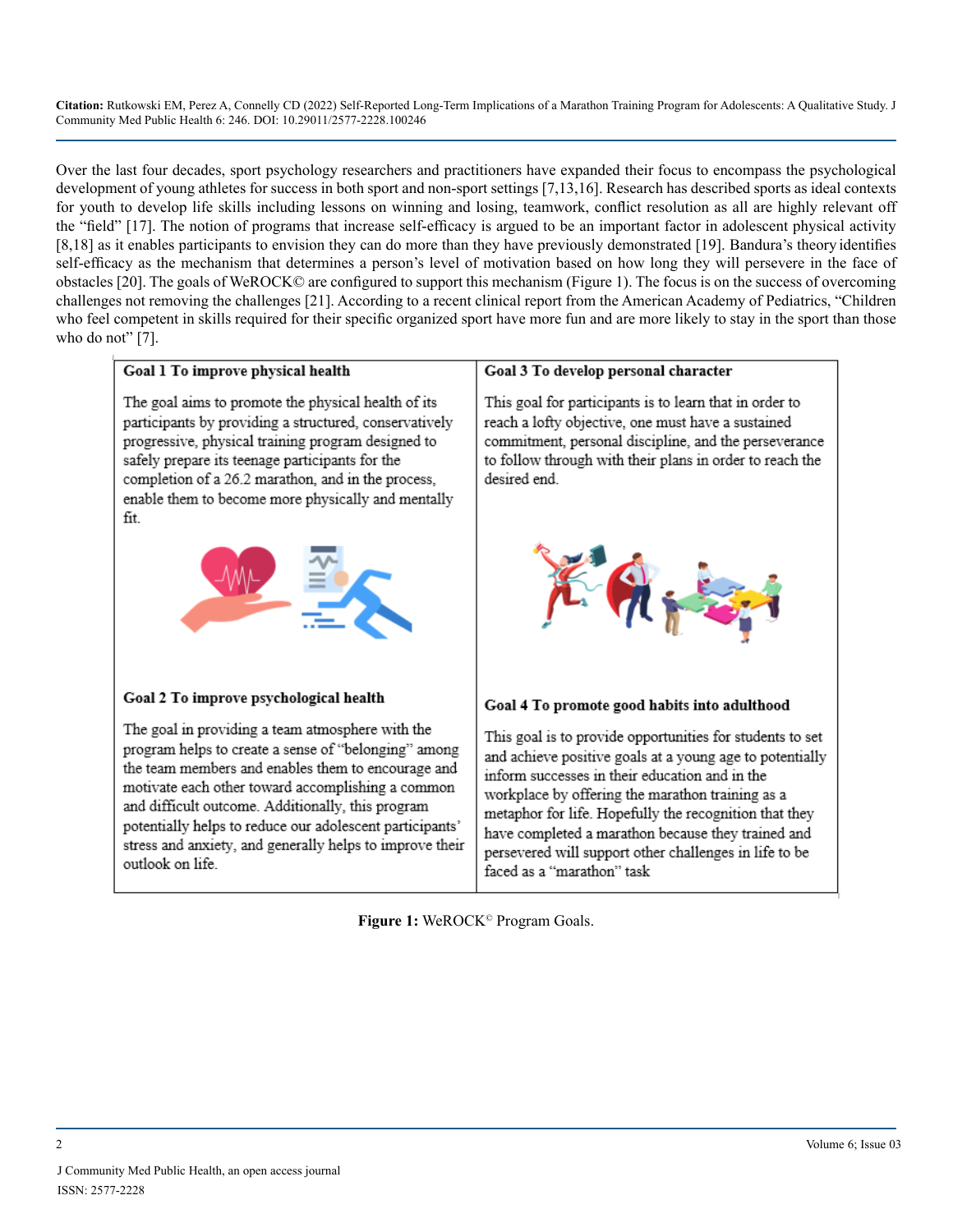Over the last four decades, sport psychology researchers and practitioners have expanded their focus to encompass the psychological development of young athletes for success in both sport and non-sport settings [7,13,16]. Research has described sports as ideal contexts for youth to develop life skills including lessons on winning and losing, teamwork, conflict resolution as all are highly relevant off the "field" [17]. The notion of programs that increase self-efficacy is argued to be an important factor in adolescent physical activity [8,18] as it enables participants to envision they can do more than they have previously demonstrated [19]. Bandura's theory identifies self-efficacy as the mechanism that determines a person's level of motivation based on how long they will persevere in the face of obstacles [20]. The goals of WeROCK© are configured to support this mechanism (Figure 1). The focus is on the success of overcoming challenges not removing the challenges [21]. According to a recent clinical report from the American Academy of Pediatrics, "Children who feel competent in skills required for their specific organized sport have more fun and are more likely to stay in the sport than those who do not" [7].

**Goal 1 To improve physical health**

The goal aims to promote the physical health of its participants by providing a structured, conservatively progressive, physical training program designed to safely prepare its teenage participants for the completion of a 26.2 marathon, and in the process, enable them to become more physically and mentally fit.

**Goal 2 To improve psychological health**

The goal in providing a team atmosphere with the program helps to create a sense of "belonging" among the team members and enables them to encourage and motivate each other toward accomplishing a common and difficult outcome. Additionally, this program potentially helps to reduce our adolescent participants' stress and anxiety, and generally helps to improve their outlook on life.

**Goal 3 To develop personal character**

This goal for participants is to learn that in order to reach a lofty objective, one must have a sustained commitment, personal discipline, and the perseverance to follow through with their plans in order to reach the desired end.

**Goal 4 To promote good habits into adulthood**

This goal is to provide opportunities for students to set and achieve positive goals at a young age to potentially inform successes in their education and in the workplace by offering the marathon training as a metaphor for life. Hopefully the recognition that they have completed a marathon because they trained and persevered will support other challenges in life to be faced as a "marathon" task

**Figure 1:** WeROCK© Program Goals.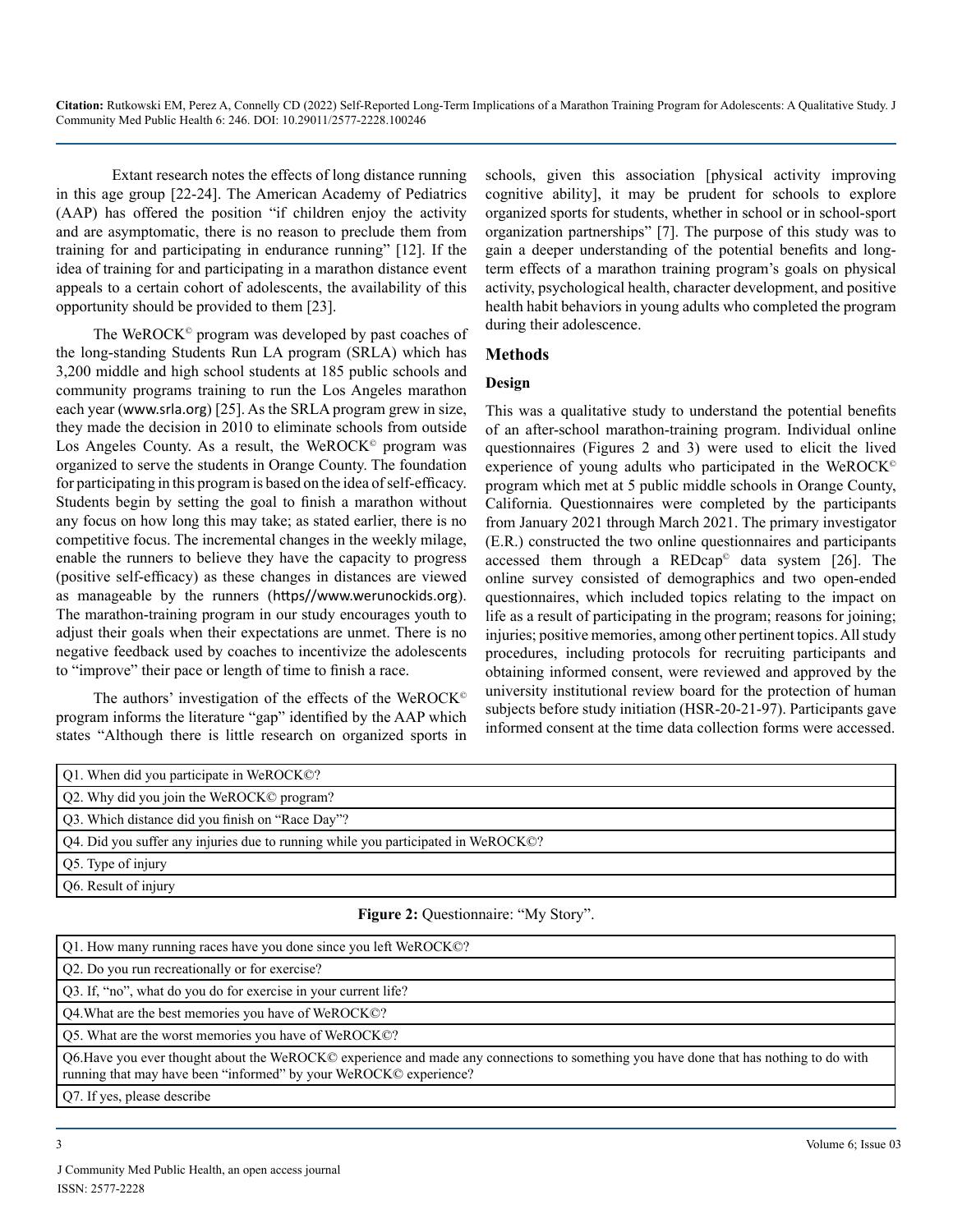Extant research notes the effects of long distance running in this age group [22-24]. The American Academy of Pediatrics (AAP) has offered the position "if children enjoy the activity and are asymptomatic, there is no reason to preclude them from training for and participating in endurance running" [12]. If the idea of training for and participating in a marathon distance event appeals to a certain cohort of adolescents, the availability of this opportunity should be provided to them [23].

The WeROCK© program was developed by past coaches of the long-standing Students Run LA program (SRLA) which has 3,200 middle and high school students at 185 public schools and community programs training to run the Los Angeles marathon each year (www.srla.org) [25]. As the SRLA program grew in size, they made the decision in 2010 to eliminate schools from outside Los Angeles County. As a result, the WeROCK© program was organized to serve the students in Orange County. The foundation for participating in this program is based on the idea of self-efficacy. Students begin by setting the goal to finish a marathon without any focus on how long this may take; as stated earlier, there is no competitive focus. The incremental changes in the weekly milage, enable the runners to believe they have the capacity to progress (positive self-efficacy) as these changes in distances are viewed as manageable by the runners (https//www.werunockids.org). The marathon-training program in our study encourages youth to adjust their goals when their expectations are unmet. There is no negative feedback used by coaches to incentivize the adolescents to "improve" their pace or length of time to finish a race.

The authors' investigation of the effects of the WeROCK© program informs the literature "gap" identified by the AAP which states "Although there is little research on organized sports in schools, given this association [physical activity improving cognitive ability], it may be prudent for schools to explore organized sports for students, whether in school or in school-sport organization partnerships" [7]. The purpose of this study was to gain a deeper understanding of the potential benefits and long-term effects of a marathon training program's goals on physical activity, psychological health, character development, and positive health habit behaviors in young adults who completed the program during their adolescence.

## Methods

### Design

This was a qualitative study to understand the potential benefits of an after-school marathon-training program. Individual online questionnaires (Figures 2 and 3) were used to elicit the lived experience of young adults who participated in the WeROCK© program which met at 5 public middle schools in Orange County, California. Questionnaires were completed by the participants from January 2021 through March 2021. The primary investigator (E.R.) constructed the two online questionnaires and participants accessed them through a REDcap© data system [26]. The online survey consisted of demographics and two open-ended questionnaires, which included topics relating to the impact on life as a result of participating in the program; reasons for joining; injuries; positive memories, among other pertinent topics. All study procedures, including protocols for recruiting participants and obtaining informed consent, were reviewed and approved by the university institutional review board for the protection of human subjects before study initiation (HSR-20-21-97). Participants gave informed consent at the time data collection forms were accessed.

| Q1. When did you participate in WeROCK©? |
|---|
| Q2. Why did you join the WeROCK© program? |
| Q3. Which distance did you finish on "Race Day"? |
| Q4. Did you suffer any injuries due to running while you participated in WeROCK©? |
| Q5. Type of injury |
| Q6. Result of injury |

**Figure 2:** Questionnaire: "My Story".

| Q1. How many running races have you done since you left WeROCK©? |
|---|
| Q2. Do you run recreationally or for exercise? |
| Q3. If, "no", what do you do for exercise in your current life? |
| Q4.What are the best memories you have of WeROCK©? |
| Q5. What are the worst memories you have of WeROCK©? |
| Q6.Have you ever thought about the WeROCK© experience and made any connections to something you have done that has nothing to do with running that may have been "informed" by your WeROCK© experience? |
| Q7. If yes, please describe |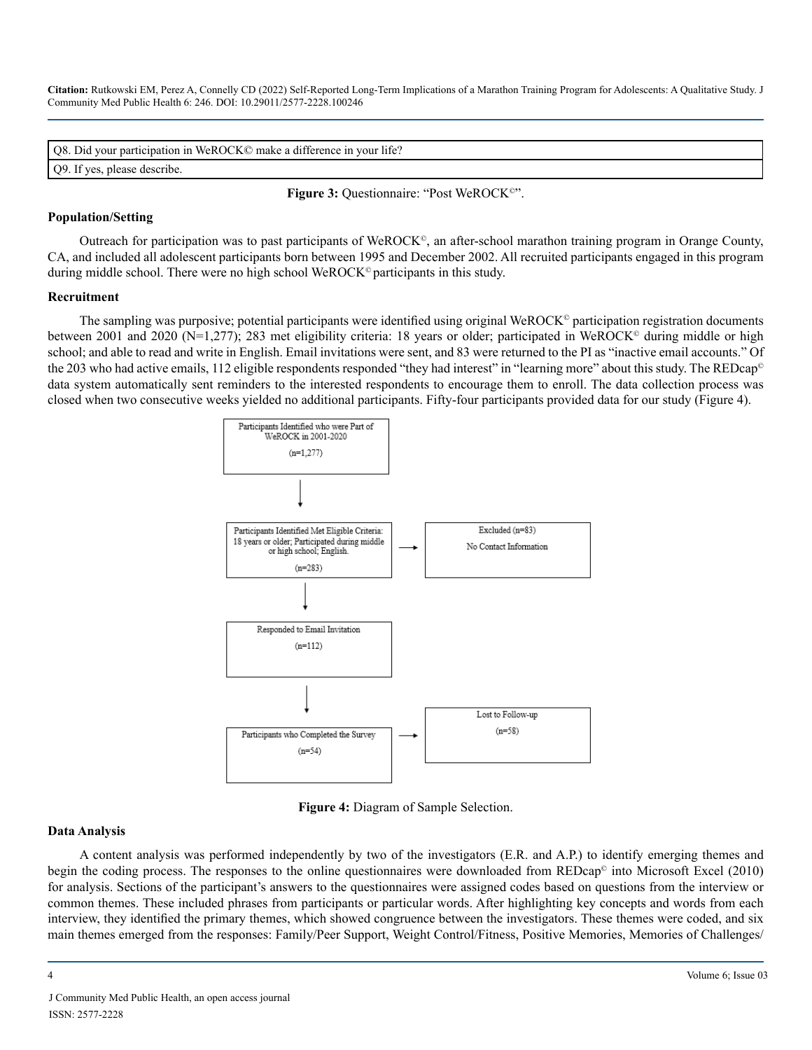| Q8. Did your participation in WeROCK© make a difference in your life? |
|---|
| Q9. If yes, please describe. |

**Figure 3:** Questionnaire: "Post WeROCK©".

**Population/Setting**

Outreach for participation was to past participants of WeROCK©, an after-school marathon training program in Orange County, CA, and included all adolescent participants born between 1995 and December 2002. All recruited participants engaged in this program during middle school. There were no high school WeROCK© participants in this study.

**Recruitment**

The sampling was purposive; potential participants were identified using original WeROCK© participation registration documents between 2001 and 2020 (N=1,277); 283 met eligibility criteria: 18 years or older; participated in WeROCK© during middle or high school; and able to read and write in English. Email invitations were sent, and 83 were returned to the PI as "inactive email accounts." Of the 203 who had active emails, 112 eligible respondents responded "they had interest" in "learning more" about this study. The REDcap© data system automatically sent reminders to the interested respondents to encourage them to enroll. The data collection process was closed when two consecutive weeks yielded no additional participants. Fifty-four participants provided data for our study (Figure 4).

Participants Identified who were Part of WeROCK in 2001-2020 (n=1,277)

↓

Participants Identified Met Eligible Criteria: 18 years or older; Participated during middle or high school; English. (n=283) → Excluded (n=83) No Contact Information

↓

Responded to Email Invitation (n=112)

↓

Participants who Completed the Survey (n=54) → Lost to Follow-up (n=58)

**Figure 4:** Diagram of Sample Selection.

**Data Analysis**

A content analysis was performed independently by two of the investigators (E.R. and A.P.) to identify emerging themes and begin the coding process. The responses to the online questionnaires were downloaded from REDcap© into Microsoft Excel (2010) for analysis. Sections of the participant's answers to the questionnaires were assigned codes based on questions from the interview or common themes. These included phrases from participants or particular words. After highlighting key concepts and words from each interview, they identified the primary themes, which showed congruence between the investigators. These themes were coded, and six main themes emerged from the responses: Family/Peer Support, Weight Control/Fitness, Positive Memories, Memories of Challenges/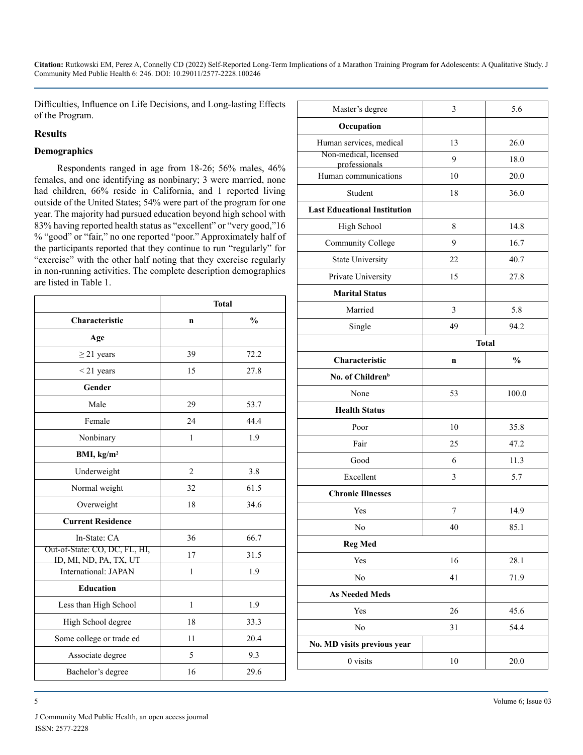Difficulties, Influence on Life Decisions, and Long-lasting Effects of the Program.

## Results

### Demographics

Respondents ranged in age from 18-26; 56% males, 46% females, and one identifying as nonbinary; 3 were married, none had children, 66% reside in California, and 1 reported living outside of the United States; 54% were part of the program for one year. The majority had pursued education beyond high school with 83% having reported health status as "excellent" or "very good,"16 % "good" or "fair," no one reported "poor." Approximately half of the participants reported that they continue to run "regularly" for "exercise" with the other half noting that they exercise regularly in non-running activities. The complete description demographics are listed in Table 1.

| | Total | |
|---|---|---|
| **Characteristic** | **n** | **%** |
| **Age** | | |
| ≥ 21 years | 39 | 72.2 |
| < 21 years | 15 | 27.8 |
| **Gender** | | |
| Male | 29 | 53.7 |
| Female | 24 | 44.4 |
| Nonbinary | 1 | 1.9 |
| **BMI, kg/m²** | | |
| Underweight | 2 | 3.8 |
| Normal weight | 32 | 61.5 |
| Overweight | 18 | 34.6 |
| **Current Residence** | | |
| In-State: CA | 36 | 66.7 |
| Out-of-State: CO, DC, FL, HI, ID, MI, ND, PA, TX, UT | 17 | 31.5 |
| International: JAPAN | 1 | 1.9 |
| **Education** | | |
| Less than High School | 1 | 1.9 |
| High School degree | 18 | 33.3 |
| Some college or trade ed | 11 | 20.4 |
| Associate degree | 5 | 9.3 |
| Bachelor's degree | 16 | 29.6 |
| Master's degree | 3 | 5.6 |
| **Occupation** | | |
| Human services, medical | 13 | 26.0 |
| Non-medical, licensed professionals | 9 | 18.0 |
| Human communications | 10 | 20.0 |
| Student | 18 | 36.0 |
| **Last Educational Institution** | | |
| High School | 8 | 14.8 |
| Community College | 9 | 16.7 |
| State University | 22 | 40.7 |
| Private University | 15 | 27.8 |
| **Marital Status** | | |
| Married | 3 | 5.8 |
| Single | 49 | 94.2 |
| | **Total** | |
| **Characteristic** | **n** | **%** |
| **No. of Children[b]** | | |
| None | 53 | 100.0 |
| **Health Status** | | |
| Poor | 10 | 35.8 |
| Fair | 25 | 47.2 |
| Good | 6 | 11.3 |
| Excellent | 3 | 5.7 |
| **Chronic Illnesses** | | |
| Yes | 7 | 14.9 |
| No | 40 | 85.1 |
| **Reg Med** | | |
| Yes | 16 | 28.1 |
| No | 41 | 71.9 |
| **As Needed Meds** | | |
| Yes | 26 | 45.6 |
| No | 31 | 54.4 |
| **No. MD visits previous year** | | |
| 0 visits | 10 | 20.0 |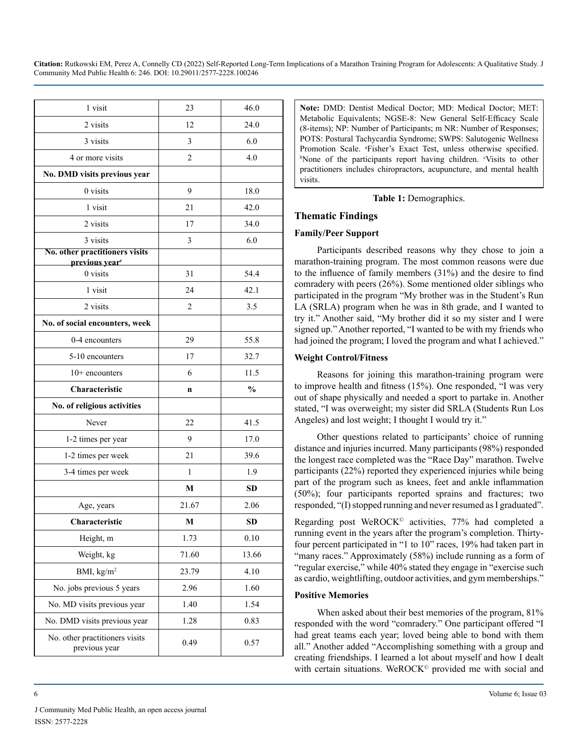| | | |
|---|---|---|
| 1 visit | 23 | 46.0 |
| 2 visits | 12 | 24.0 |
| 3 visits | 3 | 6.0 |
| 4 or more visits | 2 | 4.0 |
| **No. DMD visits previous year** | | |
| 0 visits | 9 | 18.0 |
| 1 visit | 21 | 42.0 |
| 2 visits | 17 | 34.0 |
| 3 visits | 3 | 6.0 |
| **No. other practitioners visits previous year[c]** | | |
| 0 visits | 31 | 54.4 |
| 1 visit | 24 | 42.1 |
| 2 visits | 2 | 3.5 |
| **No. of social encounters, week** | | |
| 0-4 encounters | 29 | 55.8 |
| 5-10 encounters | 17 | 32.7 |
| 10+ encounters | 6 | 11.5 |
| **Characteristic** | **n** | **%** |
| **No. of religious activities** | | |
| Never | 22 | 41.5 |
| 1-2 times per year | 9 | 17.0 |
| 1-2 times per week | 21 | 39.6 |
| 3-4 times per week | 1 | 1.9 |
| | **M** | **SD** |
| Age, years | 21.67 | 2.06 |
| **Characteristic** | **M** | **SD** |
| Height, m | 1.73 | 0.10 |
| Weight, kg | 71.60 | 13.66 |
| BMI, kg/m$^2$ | 23.79 | 4.10 |
| No. jobs previous 5 years | 2.96 | 1.60 |
| No. MD visits previous year | 1.40 | 1.54 |
| No. DMD visits previous year | 1.28 | 0.83 |
| No. other practitioners visits previous year | 0.49 | 0.57 |

**Note:** DMD: Dentist Medical Doctor; MD: Medical Doctor; MET: Metabolic Equivalents; NGSE-8: New General Self-Efficacy Scale (8-items); NP: Number of Participants; m NR: Number of Responses; POTS: Postural Tachycardia Syndrome; SWPS: Salutogenic Wellness Promotion Scale. [a]Fisher's Exact Test, unless otherwise specified. [b]None of the participants report having children. [c]Visits to other practitioners includes chiropractors, acupuncture, and mental health visits.

**Table 1:** Demographics.

## Thematic Findings

### Family/Peer Support

Participants described reasons why they chose to join a marathon-training program. The most common reasons were due to the influence of family members (31%) and the desire to find comradery with peers (26%). Some mentioned older siblings who participated in the program "My brother was in the Student's Run LA (SRLA) program when he was in 8th grade, and I wanted to try it." Another said, "My brother did it so my sister and I were signed up." Another reported, "I wanted to be with my friends who had joined the program; I loved the program and what I achieved."

### Weight Control/Fitness

Reasons for joining this marathon-training program were to improve health and fitness (15%). One responded, "I was very out of shape physically and needed a sport to partake in. Another stated, "I was overweight; my sister did SRLA (Students Run Los Angeles) and lost weight; I thought I would try it."

Other questions related to participants' choice of running distance and injuries incurred. Many participants (98%) responded the longest race completed was the "Race Day" marathon. Twelve participants (22%) reported they experienced injuries while being part of the program such as knees, feet and ankle inflammation (50%); four participants reported sprains and fractures; two responded, "(I) stopped running and never resumed as I graduated".

Regarding post WeROCK© activities, 77% had completed a running event in the years after the program's completion. Thirty-four percent participated in "1 to 10" races, 19% had taken part in "many races." Approximately (58%) include running as a form of "regular exercise," while 40% stated they engage in "exercise such as cardio, weightlifting, outdoor activities, and gym memberships."

### Positive Memories

When asked about their best memories of the program, 81% responded with the word "comradery." One participant offered "I had great teams each year; loved being able to bond with them all." Another added "Accomplishing something with a group and creating friendships. I learned a lot about myself and how I dealt with certain situations. WeROCK© provided me with social and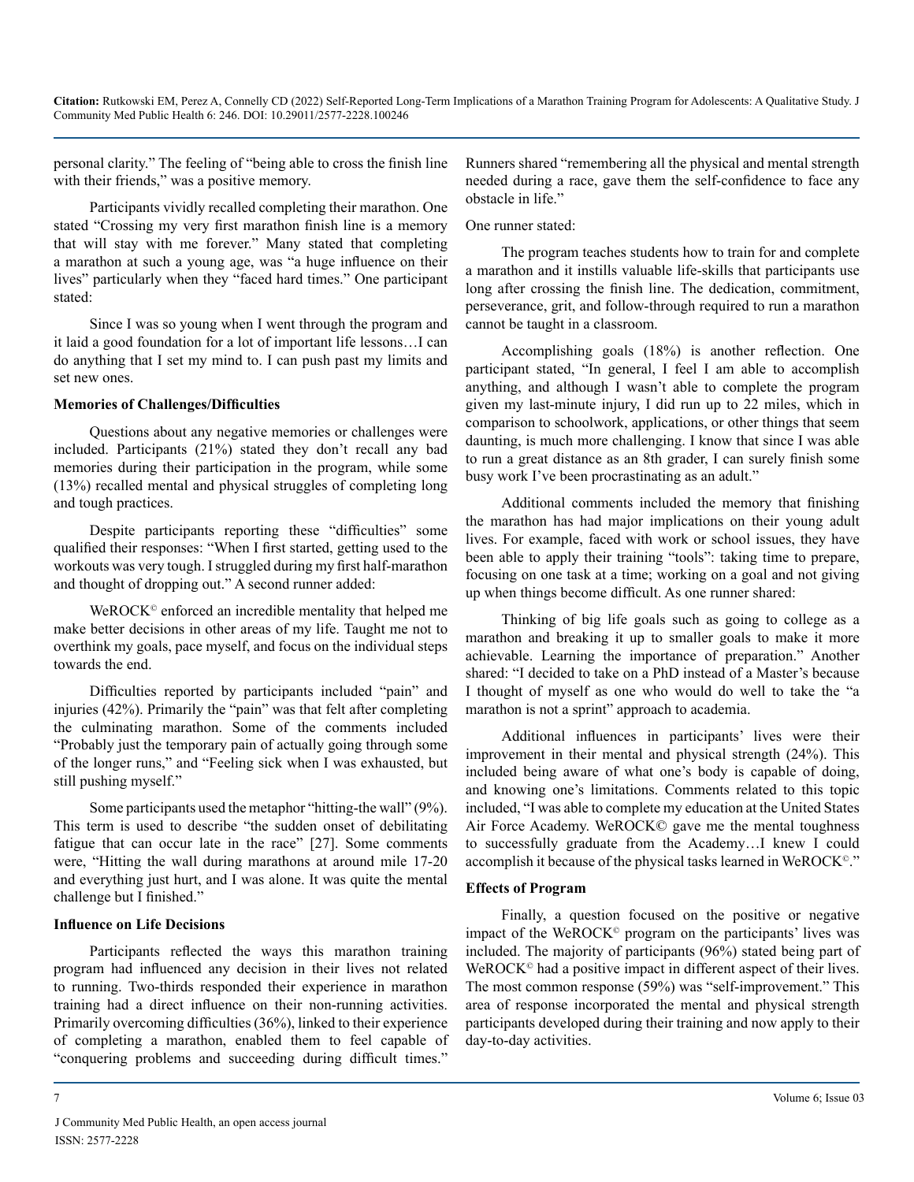personal clarity." The feeling of "being able to cross the finish line with their friends," was a positive memory.

Participants vividly recalled completing their marathon. One stated "Crossing my very first marathon finish line is a memory that will stay with me forever." Many stated that completing a marathon at such a young age, was "a huge influence on their lives" particularly when they "faced hard times." One participant stated:

Since I was so young when I went through the program and it laid a good foundation for a lot of important life lessons…I can do anything that I set my mind to. I can push past my limits and set new ones.

**Memories of Challenges/Difficulties**

Questions about any negative memories or challenges were included. Participants (21%) stated they don't recall any bad memories during their participation in the program, while some (13%) recalled mental and physical struggles of completing long and tough practices.

Despite participants reporting these "difficulties" some qualified their responses: "When I first started, getting used to the workouts was very tough. I struggled during my first half-marathon and thought of dropping out." A second runner added:

WeROCK© enforced an incredible mentality that helped me make better decisions in other areas of my life. Taught me not to overthink my goals, pace myself, and focus on the individual steps towards the end.

Difficulties reported by participants included "pain" and injuries (42%). Primarily the "pain" was that felt after completing the culminating marathon. Some of the comments included "Probably just the temporary pain of actually going through some of the longer runs," and "Feeling sick when I was exhausted, but still pushing myself."

Some participants used the metaphor "hitting-the wall" (9%). This term is used to describe "the sudden onset of debilitating fatigue that can occur late in the race" [27]. Some comments were, "Hitting the wall during marathons at around mile 17-20 and everything just hurt, and I was alone. It was quite the mental challenge but I finished."

**Influence on Life Decisions**

Participants reflected the ways this marathon training program had influenced any decision in their lives not related to running. Two-thirds responded their experience in marathon training had a direct influence on their non-running activities. Primarily overcoming difficulties (36%), linked to their experience of completing a marathon, enabled them to feel capable of "conquering problems and succeeding during difficult times." Runners shared "remembering all the physical and mental strength needed during a race, gave them the self-confidence to face any obstacle in life."

One runner stated:

The program teaches students how to train for and complete a marathon and it instills valuable life-skills that participants use long after crossing the finish line. The dedication, commitment, perseverance, grit, and follow-through required to run a marathon cannot be taught in a classroom.

Accomplishing goals (18%) is another reflection. One participant stated, "In general, I feel I am able to accomplish anything, and although I wasn't able to complete the program given my last-minute injury, I did run up to 22 miles, which in comparison to schoolwork, applications, or other things that seem daunting, is much more challenging. I know that since I was able to run a great distance as an 8th grader, I can surely finish some busy work I've been procrastinating as an adult."

Additional comments included the memory that finishing the marathon has had major implications on their young adult lives. For example, faced with work or school issues, they have been able to apply their training "tools": taking time to prepare, focusing on one task at a time; working on a goal and not giving up when things become difficult. As one runner shared:

Thinking of big life goals such as going to college as a marathon and breaking it up to smaller goals to make it more achievable. Learning the importance of preparation." Another shared: "I decided to take on a PhD instead of a Master's because I thought of myself as one who would do well to take the "a marathon is not a sprint" approach to academia.

Additional influences in participants' lives were their improvement in their mental and physical strength (24%). This included being aware of what one's body is capable of doing, and knowing one's limitations. Comments related to this topic included, "I was able to complete my education at the United States Air Force Academy. WeROCK© gave me the mental toughness to successfully graduate from the Academy…I knew I could accomplish it because of the physical tasks learned in WeROCK©."

**Effects of Program**

Finally, a question focused on the positive or negative impact of the WeROCK© program on the participants' lives was included. The majority of participants (96%) stated being part of WeROCK© had a positive impact in different aspect of their lives. The most common response (59%) was "self-improvement." This area of response incorporated the mental and physical strength participants developed during their training and now apply to their day-to-day activities.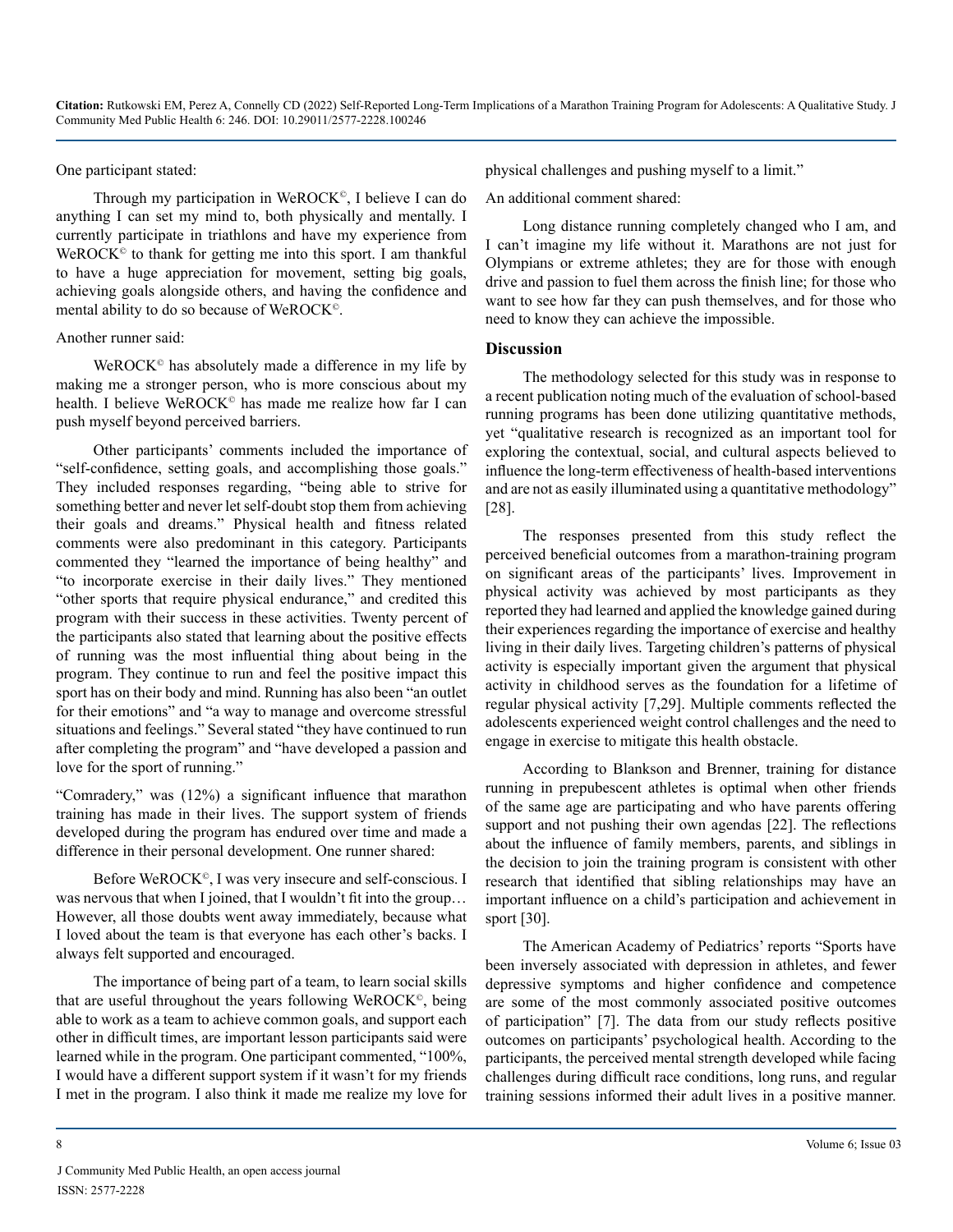One participant stated:

> Through my participation in WeROCK©, I believe I can do anything I can set my mind to, both physically and mentally. I currently participate in triathlons and have my experience from WeROCK© to thank for getting me into this sport. I am thankful to have a huge appreciation for movement, setting big goals, achieving goals alongside others, and having the confidence and mental ability to do so because of WeROCK©.

Another runner said:

> WeROCK© has absolutely made a difference in my life by making me a stronger person, who is more conscious about my health. I believe WeROCK© has made me realize how far I can push myself beyond perceived barriers.

Other participants' comments included the importance of "self-confidence, setting goals, and accomplishing those goals." They included responses regarding, "being able to strive for something better and never let self-doubt stop them from achieving their goals and dreams." Physical health and fitness related comments were also predominant in this category. Participants commented they "learned the importance of being healthy" and "to incorporate exercise in their daily lives." They mentioned "other sports that require physical endurance," and credited this program with their success in these activities. Twenty percent of the participants also stated that learning about the positive effects of running was the most influential thing about being in the program. They continue to run and feel the positive impact this sport has on their body and mind. Running has also been "an outlet for their emotions" and "a way to manage and overcome stressful situations and feelings." Several stated "they have continued to run after completing the program" and "have developed a passion and love for the sport of running."

"Comradery," was (12%) a significant influence that marathon training has made in their lives. The support system of friends developed during the program has endured over time and made a difference in their personal development. One runner shared:

> Before WeROCK©, I was very insecure and self-conscious. I was nervous that when I joined, that I wouldn't fit into the group… However, all those doubts went away immediately, because what I loved about the team is that everyone has each other's backs. I always felt supported and encouraged.

The importance of being part of a team, to learn social skills that are useful throughout the years following WeROCK©, being able to work as a team to achieve common goals, and support each other in difficult times, are important lesson participants said were learned while in the program. One participant commented, "100%, I would have a different support system if it wasn't for my friends I met in the program. I also think it made me realize my love for physical challenges and pushing myself to a limit."

An additional comment shared:

> Long distance running completely changed who I am, and I can't imagine my life without it. Marathons are not just for Olympians or extreme athletes; they are for those with enough drive and passion to fuel them across the finish line; for those who want to see how far they can push themselves, and for those who need to know they can achieve the impossible.

## Discussion

The methodology selected for this study was in response to a recent publication noting much of the evaluation of school-based running programs has been done utilizing quantitative methods, yet "qualitative research is recognized as an important tool for exploring the contextual, social, and cultural aspects believed to influence the long-term effectiveness of health-based interventions and are not as easily illuminated using a quantitative methodology" [28].

The responses presented from this study reflect the perceived beneficial outcomes from a marathon-training program on significant areas of the participants' lives. Improvement in physical activity was achieved by most participants as they reported they had learned and applied the knowledge gained during their experiences regarding the importance of exercise and healthy living in their daily lives. Targeting children's patterns of physical activity is especially important given the argument that physical activity in childhood serves as the foundation for a lifetime of regular physical activity [7,29]. Multiple comments reflected the adolescents experienced weight control challenges and the need to engage in exercise to mitigate this health obstacle.

According to Blankson and Brenner, training for distance running in prepubescent athletes is optimal when other friends of the same age are participating and who have parents offering support and not pushing their own agendas [22]. The reflections about the influence of family members, parents, and siblings in the decision to join the training program is consistent with other research that identified that sibling relationships may have an important influence on a child's participation and achievement in sport [30].

The American Academy of Pediatrics' reports "Sports have been inversely associated with depression in athletes, and fewer depressive symptoms and higher confidence and competence are some of the most commonly associated positive outcomes of participation" [7]. The data from our study reflects positive outcomes on participants' psychological health. According to the participants, the perceived mental strength developed while facing challenges during difficult race conditions, long runs, and regular training sessions informed their adult lives in a positive manner.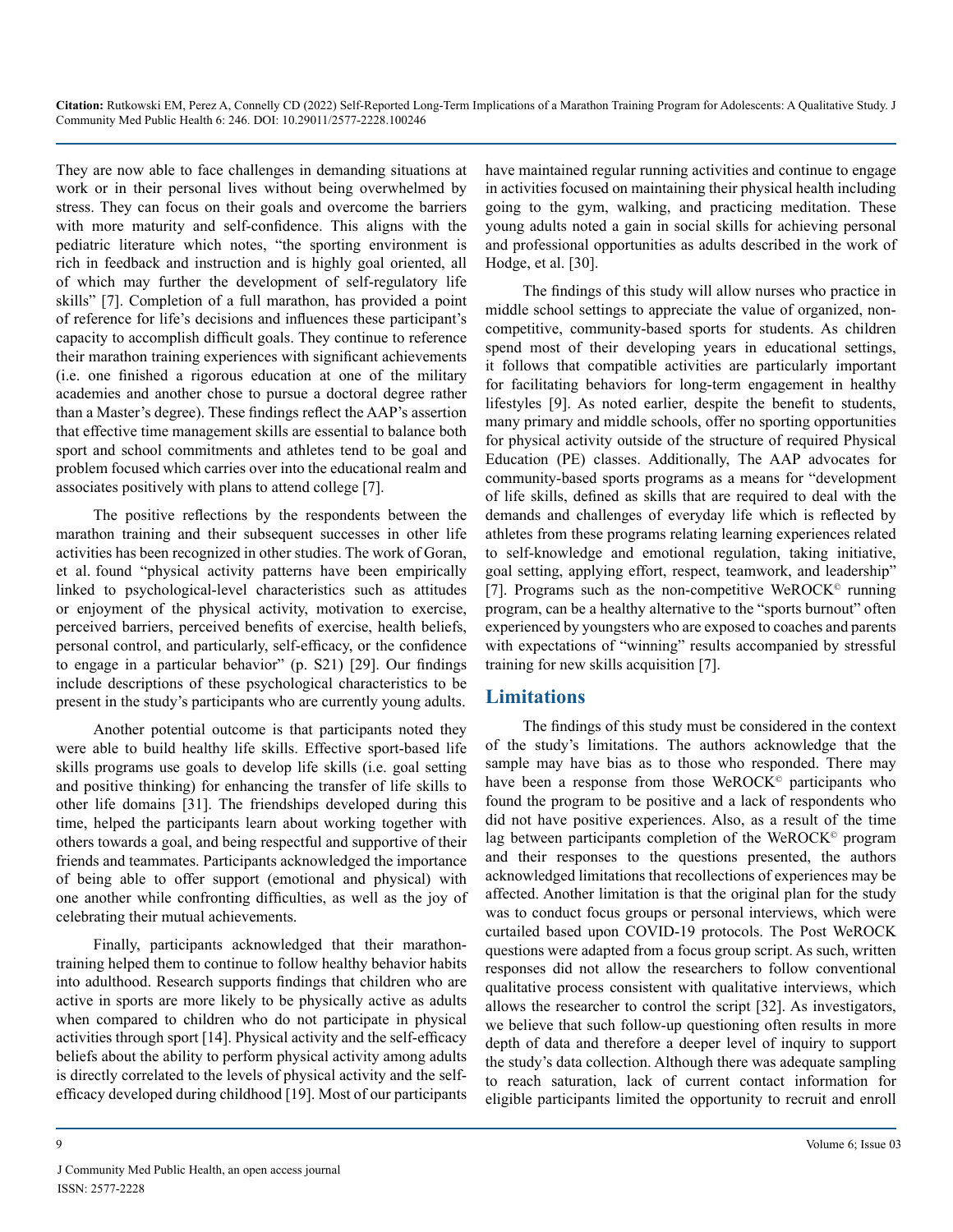They are now able to face challenges in demanding situations at work or in their personal lives without being overwhelmed by stress. They can focus on their goals and overcome the barriers with more maturity and self-confidence. This aligns with the pediatric literature which notes, "the sporting environment is rich in feedback and instruction and is highly goal oriented, all of which may further the development of self-regulatory life skills" [7]. Completion of a full marathon, has provided a point of reference for life's decisions and influences these participant's capacity to accomplish difficult goals. They continue to reference their marathon training experiences with significant achievements (i.e. one finished a rigorous education at one of the military academies and another chose to pursue a doctoral degree rather than a Master's degree). These findings reflect the AAP's assertion that effective time management skills are essential to balance both sport and school commitments and athletes tend to be goal and problem focused which carries over into the educational realm and associates positively with plans to attend college [7].

The positive reflections by the respondents between the marathon training and their subsequent successes in other life activities has been recognized in other studies. The work of Goran, et al. found "physical activity patterns have been empirically linked to psychological-level characteristics such as attitudes or enjoyment of the physical activity, motivation to exercise, perceived barriers, perceived benefits of exercise, health beliefs, personal control, and particularly, self-efficacy, or the confidence to engage in a particular behavior" (p. S21) [29]. Our findings include descriptions of these psychological characteristics to be present in the study's participants who are currently young adults.

Another potential outcome is that participants noted they were able to build healthy life skills. Effective sport-based life skills programs use goals to develop life skills (i.e. goal setting and positive thinking) for enhancing the transfer of life skills to other life domains [31]. The friendships developed during this time, helped the participants learn about working together with others towards a goal, and being respectful and supportive of their friends and teammates. Participants acknowledged the importance of being able to offer support (emotional and physical) with one another while confronting difficulties, as well as the joy of celebrating their mutual achievements.

Finally, participants acknowledged that their marathon-training helped them to continue to follow healthy behavior habits into adulthood. Research supports findings that children who are active in sports are more likely to be physically active as adults when compared to children who do not participate in physical activities through sport [14]. Physical activity and the self-efficacy beliefs about the ability to perform physical activity among adults is directly correlated to the levels of physical activity and the self-efficacy developed during childhood [19]. Most of our participants have maintained regular running activities and continue to engage in activities focused on maintaining their physical health including going to the gym, walking, and practicing meditation. These young adults noted a gain in social skills for achieving personal and professional opportunities as adults described in the work of Hodge, et al. [30].

The findings of this study will allow nurses who practice in middle school settings to appreciate the value of organized, non-competitive, community-based sports for students. As children spend most of their developing years in educational settings, it follows that compatible activities are particularly important for facilitating behaviors for long-term engagement in healthy lifestyles [9]. As noted earlier, despite the benefit to students, many primary and middle schools, offer no sporting opportunities for physical activity outside of the structure of required Physical Education (PE) classes. Additionally, The AAP advocates for community-based sports programs as a means for "development of life skills, defined as skills that are required to deal with the demands and challenges of everyday life which is reflected by athletes from these programs relating learning experiences related to self-knowledge and emotional regulation, taking initiative, goal setting, applying effort, respect, teamwork, and leadership" [7]. Programs such as the non-competitive WeROCK© running program, can be a healthy alternative to the "sports burnout" often experienced by youngsters who are exposed to coaches and parents with expectations of "winning" results accompanied by stressful training for new skills acquisition [7].

## Limitations

The findings of this study must be considered in the context of the study's limitations. The authors acknowledge that the sample may have bias as to those who responded. There may have been a response from those WeROCK© participants who found the program to be positive and a lack of respondents who did not have positive experiences. Also, as a result of the time lag between participants completion of the WeROCK© program and their responses to the questions presented, the authors acknowledged limitations that recollections of experiences may be affected. Another limitation is that the original plan for the study was to conduct focus groups or personal interviews, which were curtailed based upon COVID-19 protocols. The Post WeROCK questions were adapted from a focus group script. As such, written responses did not allow the researchers to follow conventional qualitative process consistent with qualitative interviews, which allows the researcher to control the script [32]. As investigators, we believe that such follow-up questioning often results in more depth of data and therefore a deeper level of inquiry to support the study's data collection. Although there was adequate sampling to reach saturation, lack of current contact information for eligible participants limited the opportunity to recruit and enroll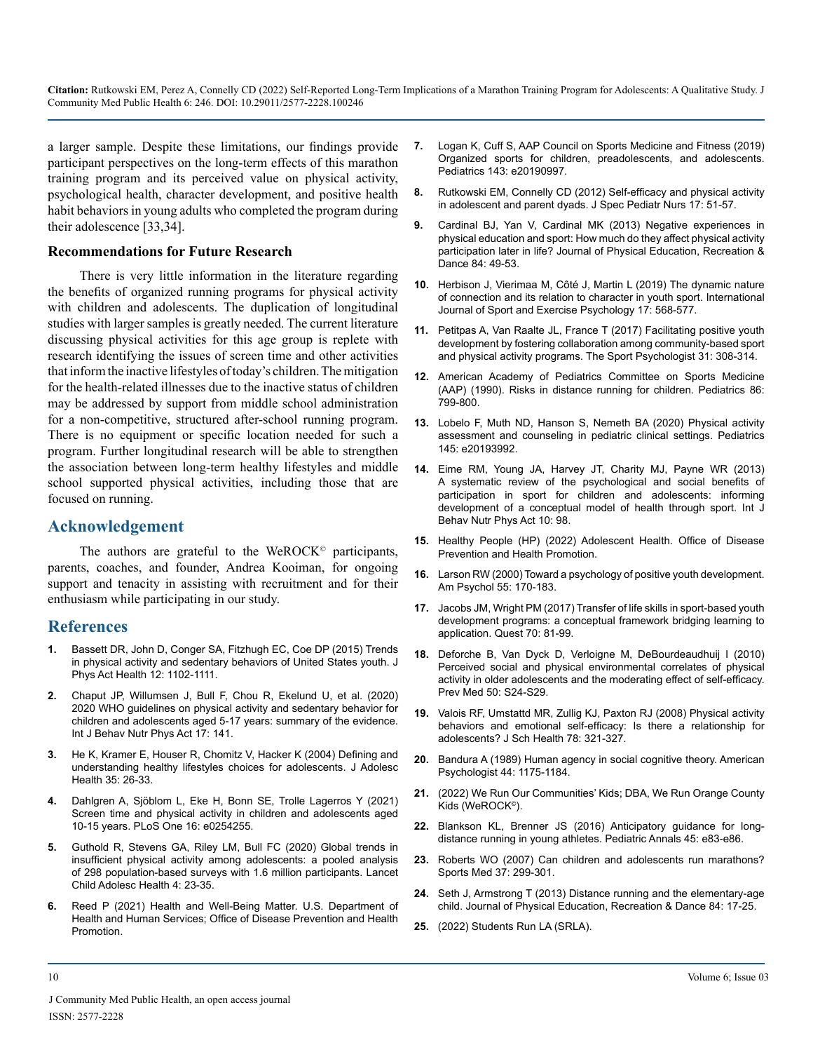a larger sample. Despite these limitations, our findings provide participant perspectives on the long-term effects of this marathon training program and its perceived value on physical activity, psychological health, character development, and positive health habit behaviors in young adults who completed the program during their adolescence [33,34].

### Recommendations for Future Research

There is very little information in the literature regarding the benefits of organized running programs for physical activity with children and adolescents. The duplication of longitudinal studies with larger samples is greatly needed. The current literature discussing physical activities for this age group is replete with research identifying the issues of screen time and other activities that inform the inactive lifestyles of today's children. The mitigation for the health-related illnesses due to the inactive status of children may be addressed by support from middle school administration for a non-competitive, structured after-school running program. There is no equipment or specific location needed for such a program. Further longitudinal research will be able to strengthen the association between long-term healthy lifestyles and middle school supported physical activities, including those that are focused on running.

## Acknowledgement

The authors are grateful to the WeROCK© participants, parents, coaches, and founder, Andrea Kooiman, for ongoing support and tenacity in assisting with recruitment and for their enthusiasm while participating in our study.

## References

1. Bassett DR, John D, Conger SA, Fitzhugh EC, Coe DP (2015) Trends in physical activity and sedentary behaviors of United States youth. J Phys Act Health 12: 1102-1111.
2. Chaput JP, Willumsen J, Bull F, Chou R, Ekelund U, et al. (2020) 2020 WHO guidelines on physical activity and sedentary behavior for children and adolescents aged 5-17 years: summary of the evidence. Int J Behav Nutr Phys Act 17: 141.
3. He K, Kramer E, Houser R, Chomitz V, Hacker K (2004) Defining and understanding healthy lifestyles choices for adolescents. J Adolesc Health 35: 26-33.
4. Dahlgren A, Sjöblom L, Eke H, Bonn SE, Trolle Lagerros Y (2021) Screen time and physical activity in children and adolescents aged 10-15 years. PLoS One 16: e0254255.
5. Guthold R, Stevens GA, Riley LM, Bull FC (2020) Global trends in insufficient physical activity among adolescents: a pooled analysis of 298 population-based surveys with 1.6 million participants. Lancet Child Adolesc Health 4: 23-35.
6. Reed P (2021) Health and Well-Being Matter. U.S. Department of Health and Human Services; Office of Disease Prevention and Health Promotion.
7. Logan K, Cuff S, AAP Council on Sports Medicine and Fitness (2019) Organized sports for children, preadolescents, and adolescents. Pediatrics 143: e20190997.
8. Rutkowski EM, Connelly CD (2012) Self-efficacy and physical activity in adolescent and parent dyads. J Spec Pediatr Nurs 17: 51-57.
9. Cardinal BJ, Yan V, Cardinal MK (2013) Negative experiences in physical education and sport: How much do they affect physical activity participation later in life? Journal of Physical Education, Recreation & Dance 84: 49-53.
10. Herbison J, Vierimaa M, Côté J, Martin L (2019) The dynamic nature of connection and its relation to character in youth sport. International Journal of Sport and Exercise Psychology 17: 568-577.
11. Petitpas A, Van Raalte JL, France T (2017) Facilitating positive youth development by fostering collaboration among community-based sport and physical activity programs. The Sport Psychologist 31: 308-314.
12. American Academy of Pediatrics Committee on Sports Medicine (AAP) (1990). Risks in distance running for children. Pediatrics 86: 799-800.
13. Lobelo F, Muth ND, Hanson S, Nemeth BA (2020) Physical activity assessment and counseling in pediatric clinical settings. Pediatrics 145: e20193992.
14. Eime RM, Young JA, Harvey JT, Charity MJ, Payne WR (2013) A systematic review of the psychological and social benefits of participation in sport for children and adolescents: informing development of a conceptual model of health through sport. Int J Behav Nutr Phys Act 10: 98.
15. Healthy People (HP) (2022) Adolescent Health. Office of Disease Prevention and Health Promotion.
16. Larson RW (2000) Toward a psychology of positive youth development. Am Psychol 55: 170-183.
17. Jacobs JM, Wright PM (2017) Transfer of life skills in sport-based youth development programs: a conceptual framework bridging learning to application. Quest 70: 81-99.
18. Deforche B, Van Dyck D, Verloigne M, DeBourdeaudhuij I (2010) Perceived social and physical environmental correlates of physical activity in older adolescents and the moderating effect of self-efficacy. Prev Med 50: S24-S29.
19. Valois RF, Umstattd MR, Zullig KJ, Paxton RJ (2008) Physical activity behaviors and emotional self-efficacy: Is there a relationship for adolescents? J Sch Health 78: 321-327.
20. Bandura A (1989) Human agency in social cognitive theory. American Psychologist 44: 1175-1184.
21. (2022) We Run Our Communities' Kids; DBA, We Run Orange County Kids (WeROCK©).
22. Blankson KL, Brenner JS (2016) Anticipatory guidance for long-distance running in young athletes. Pediatric Annals 45: e83-e86.
23. Roberts WO (2007) Can children and adolescents run marathons? Sports Med 37: 299-301.
24. Seth J, Armstrong T (2013) Distance running and the elementary-age child. Journal of Physical Education, Recreation & Dance 84: 17-25.
25. (2022) Students Run LA (SRLA).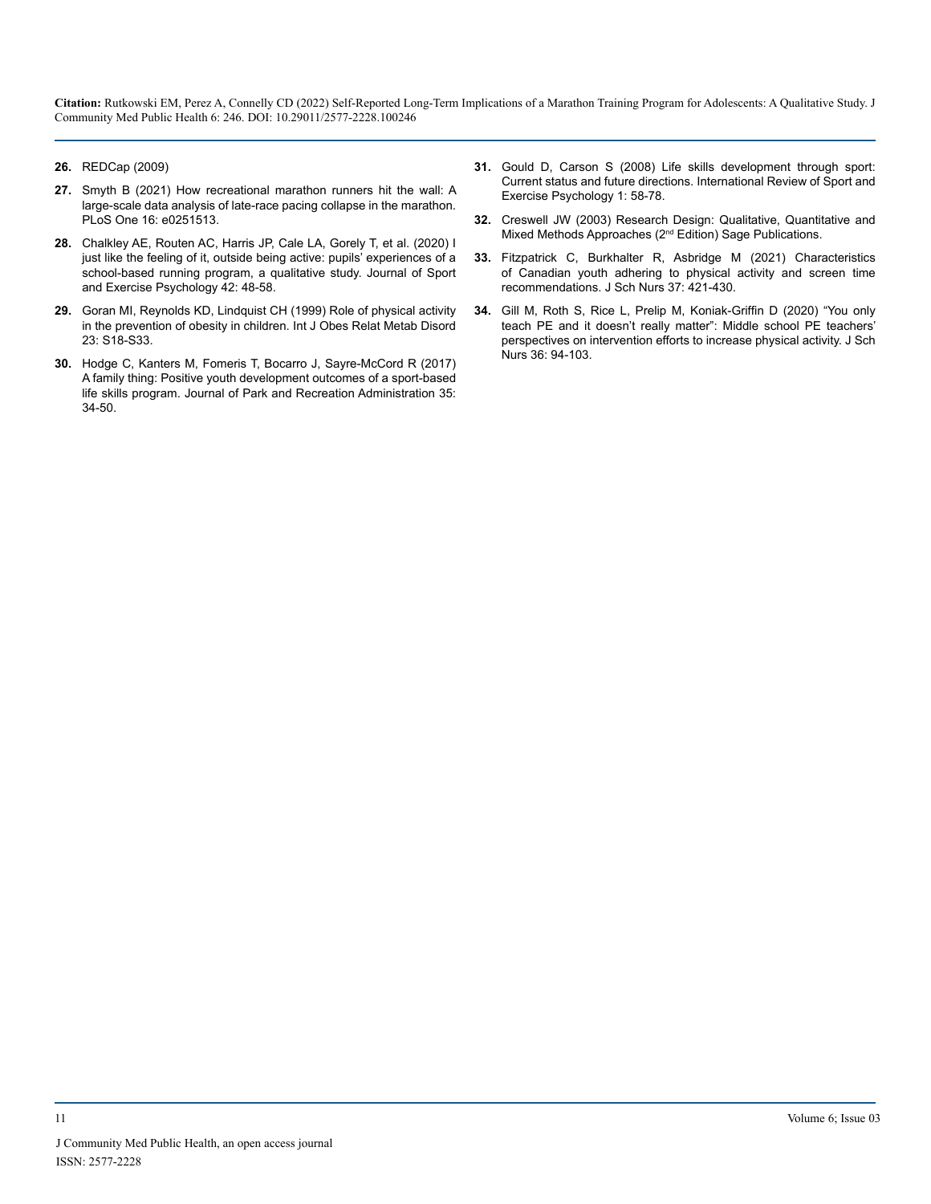26. REDCap (2009)

27. Smyth B (2021) How recreational marathon runners hit the wall: A large-scale data analysis of late-race pacing collapse in the marathon. PLoS One 16: e0251513.

28. Chalkley AE, Routen AC, Harris JP, Cale LA, Gorely T, et al. (2020) I just like the feeling of it, outside being active: pupils' experiences of a school-based running program, a qualitative study. Journal of Sport and Exercise Psychology 42: 48-58.

29. Goran MI, Reynolds KD, Lindquist CH (1999) Role of physical activity in the prevention of obesity in children. Int J Obes Relat Metab Disord 23: S18-S33.

30. Hodge C, Kanters M, Fomeris T, Bocarro J, Sayre-McCord R (2017) A family thing: Positive youth development outcomes of a sport-based life skills program. Journal of Park and Recreation Administration 35: 34-50.

31. Gould D, Carson S (2008) Life skills development through sport: Current status and future directions. International Review of Sport and Exercise Psychology 1: 58-78.

32. Creswell JW (2003) Research Design: Qualitative, Quantitative and Mixed Methods Approaches (2nd Edition) Sage Publications.

33. Fitzpatrick C, Burkhalter R, Asbridge M (2021) Characteristics of Canadian youth adhering to physical activity and screen time recommendations. J Sch Nurs 37: 421-430.

34. Gill M, Roth S, Rice L, Prelip M, Koniak-Griffin D (2020) "You only teach PE and it doesn't really matter": Middle school PE teachers' perspectives on intervention efforts to increase physical activity. J Sch Nurs 36: 94-103.